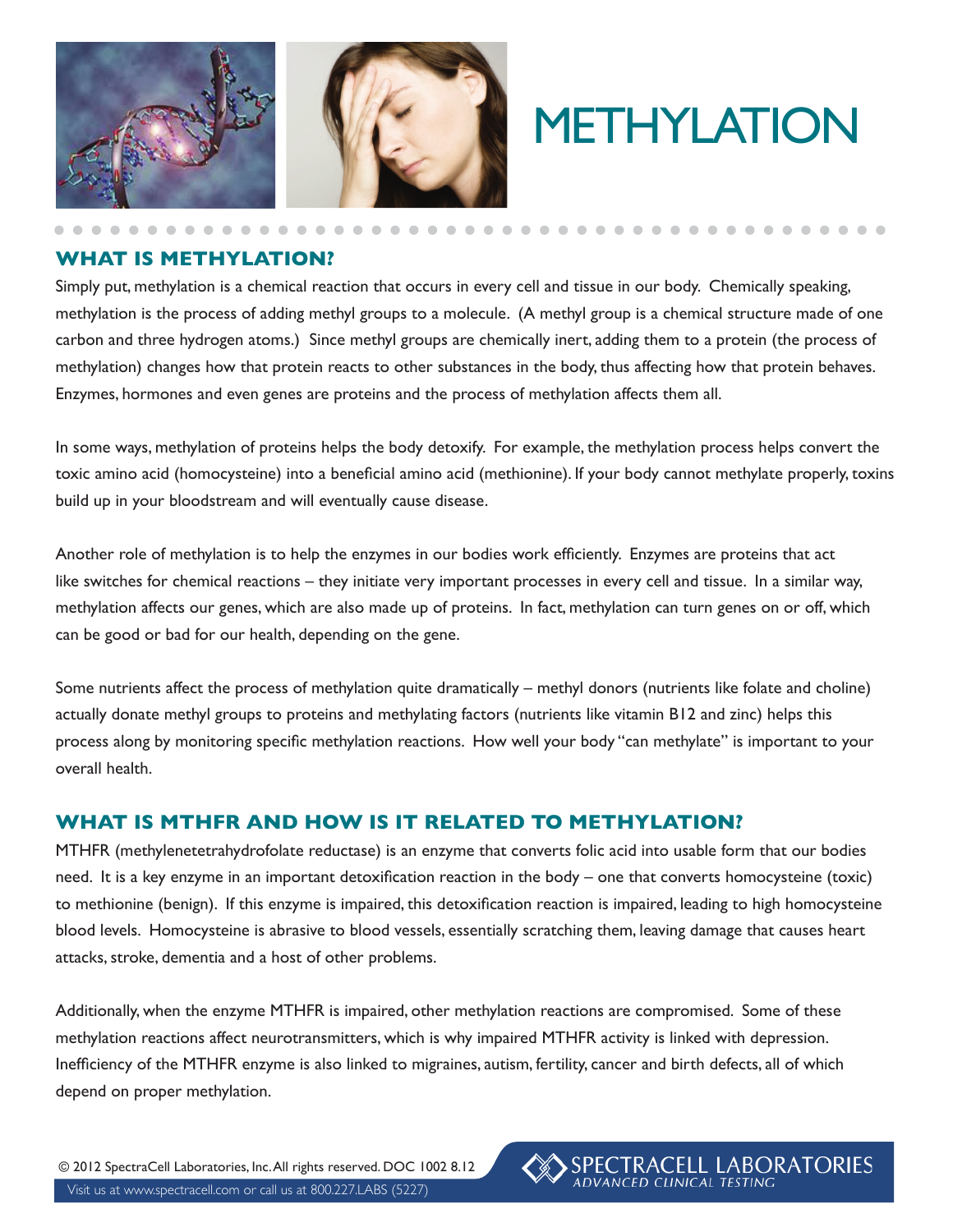# METHYLATION

## WHAT IS METHYLATION?

Simply put, methylation is a chemical reaction that occurs in every cell and tissue in our body. Chemically speaking, methylation is the process of adding methyl groups to a molecule. (A methyl group is a chemical structure made of one carbon and three hydrogen atoms.) Since methyl groups are chemically inert, adding them to a protein (the process of methylation) changes how that protein reacts to other substances in the body, thus affecting how that protein behaves. Enzymes, hormones and even genes are proteins and the process of methylation affects them all.

In some ways, methylation of proteins helps the body detoxify. For example, the methylation process helps convert the toxic amino acid (homocysteine) into a beneficial amino acid (methionine). If your body cannot methylate properly, toxins build up in your bloodstream and will eventually cause disease.

Another role of methylation is to help the enzymes in our bodies work efficiently. Enzymes are proteins that act like switches for chemical reactions – they initiate very important processes in every cell and tissue. In a similar way, methylation affects our genes, which are also made up of proteins. In fact, methylation can turn genes on or off, which can be good or bad for our health, depending on the gene.

Some nutrients affect the process of methylation quite dramatically – methyl donors (nutrients like folate and choline) actually donate methyl groups to proteins and methylating factors (nutrients like vitamin B12 and zinc) helps this process along by monitoring specific methylation reactions. How well your body "can methylate" is important to your overall health.

## WHAT IS MTHFR AND HOW IS IT RELATED TO METHYLATION?

MTHFR (methylenetetrahydrofolate reductase) is an enzyme that converts folic acid into usable form that our bodies need. It is a key enzyme in an important detoxification reaction in the body – one that converts homocysteine (toxic) to methionine (benign). If this enzyme is impaired, this detoxification reaction is impaired, leading to high homocysteine blood levels. Homocysteine is abrasive to blood vessels, essentially scratching them, leaving damage that causes heart attacks, stroke, dementia and a host of other problems.

Additionally, when the enzyme MTHFR is impaired, other methylation reactions are compromised. Some of these methylation reactions affect neurotransmitters, which is why impaired MTHFR activity is linked with depression. Inefficiency of the MTHFR enzyme is also linked to migraines, autism, fertility, cancer and birth defects, all of which depend on proper methylation.

© 2012 SpectraCell Laboratories, Inc. All rights reserved. DOC 1002 8.12

Visit us at www.spectracell.com or call us at 800.227.LABS (5227)

SPECTRACELL LABORATORIES
ADVANCED CLINICAL TESTING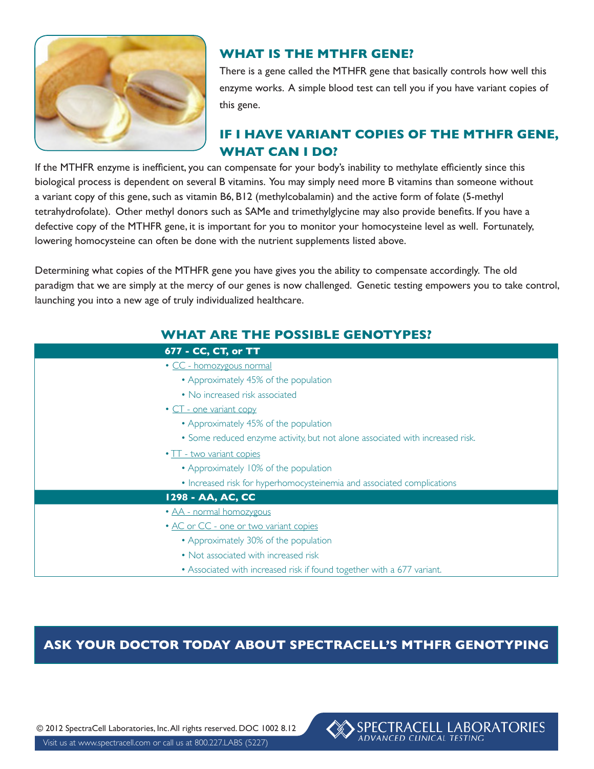## WHAT IS THE MTHFR GENE?

There is a gene called the MTHFR gene that basically controls how well this enzyme works. A simple blood test can tell you if you have variant copies of this gene.

## IF I HAVE VARIANT COPIES OF THE MTHFR GENE, WHAT CAN I DO?

If the MTHFR enzyme is inefficient, you can compensate for your body's inability to methylate efficiently since this biological process is dependent on several B vitamins. You may simply need more B vitamins than someone without a variant copy of this gene, such as vitamin B6, B12 (methylcobalamin) and the active form of folate (5-methyl tetrahydrofolate). Other methyl donors such as SAMe and trimethylglycine may also provide benefits. If you have a defective copy of the MTHFR gene, it is important for you to monitor your homocysteine level as well. Fortunately, lowering homocysteine can often be done with the nutrient supplements listed above.

Determining what copies of the MTHFR gene you have gives you the ability to compensate accordingly. The old paradigm that we are simply at the mercy of our genes is now challenged. Genetic testing empowers you to take control, launching you into a new age of truly individualized healthcare.

## WHAT ARE THE POSSIBLE GENOTYPES?

**677 - CC, CT, or TT**

- CC - homozygous normal
    - Approximately 45% of the population
    - No increased risk associated
- CT - one variant copy
    - Approximately 45% of the population
    - Some reduced enzyme activity, but not alone associated with increased risk.
- TT - two variant copies
    - Approximately 10% of the population
    - Increased risk for hyperhomocysteinemia and associated complications

**1298 - AA, AC, CC**

- AA - normal homozygous
- AC or CC - one or two variant copies
    - Approximately 30% of the population
    - Not associated with increased risk
    - Associated with increased risk if found together with a 677 variant.

**ASK YOUR DOCTOR TODAY ABOUT SPECTRACELL'S MTHFR GENOTYPING**

© 2012 SpectraCell Laboratories, Inc. All rights reserved. DOC 1002 8.12

Visit us at www.spectracell.com or call us at 800.227.LABS (5227)

SPECTRACELL LABORATORIES
*ADVANCED CLINICAL TESTING*